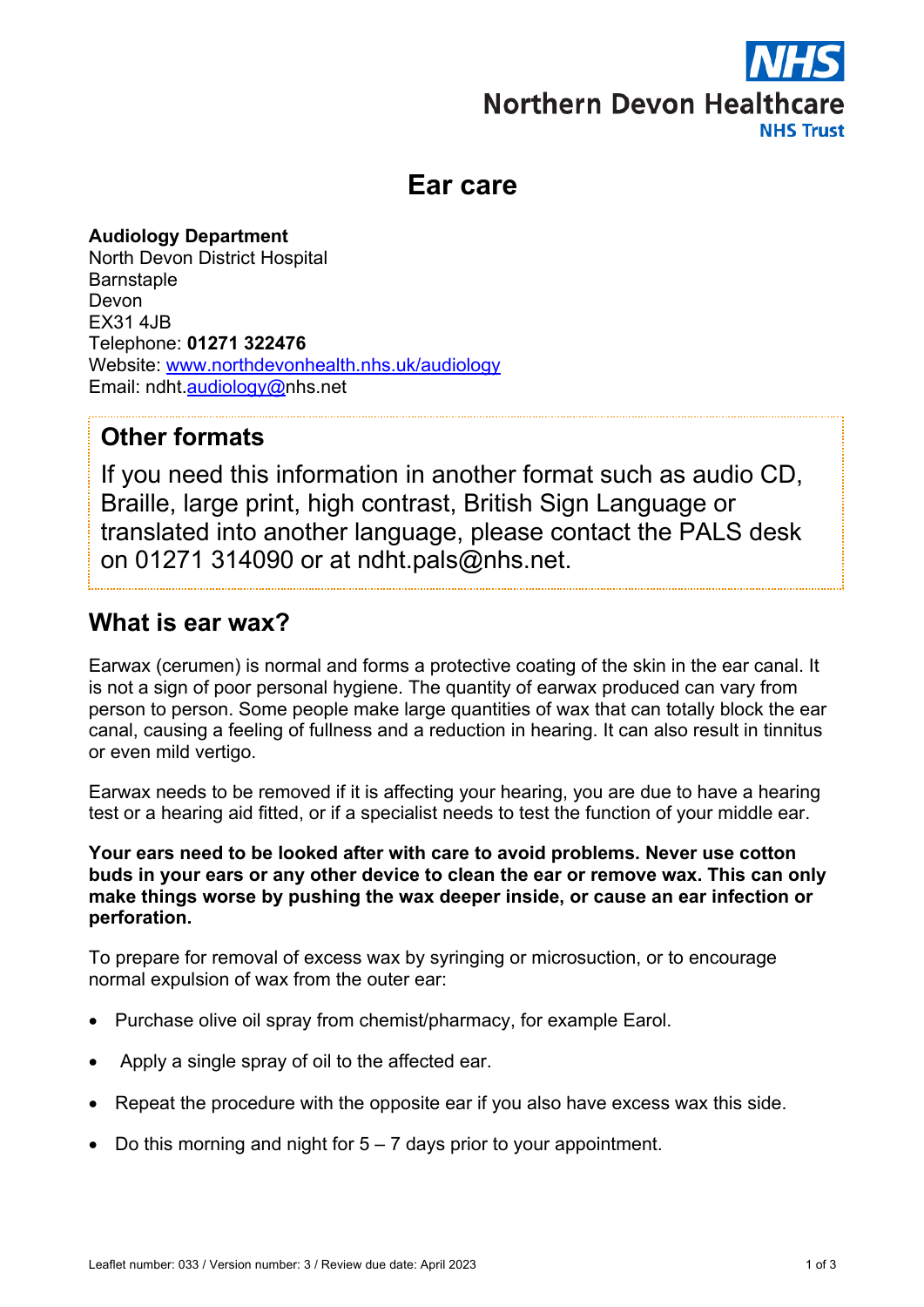NHS
Northern Devon Healthcare
NHS Trust

# Ear care

**Audiology Department**
North Devon District Hospital
Barnstaple
Devon
EX31 4JB
Telephone: **01271 322476**
Website: www.northdevonhealth.nhs.uk/audiology
Email: ndht.audiology@nhs.net

## Other formats

If you need this information in another format such as audio CD, Braille, large print, high contrast, British Sign Language or translated into another language, please contact the PALS desk on 01271 314090 or at ndht.pals@nhs.net.

## What is ear wax?

Earwax (cerumen) is normal and forms a protective coating of the skin in the ear canal. It is not a sign of poor personal hygiene. The quantity of earwax produced can vary from person to person. Some people make large quantities of wax that can totally block the ear canal, causing a feeling of fullness and a reduction in hearing. It can also result in tinnitus or even mild vertigo.

Earwax needs to be removed if it is affecting your hearing, you are due to have a hearing test or a hearing aid fitted, or if a specialist needs to test the function of your middle ear.

**Your ears need to be looked after with care to avoid problems. Never use cotton buds in your ears or any other device to clean the ear or remove wax. This can only make things worse by pushing the wax deeper inside, or cause an ear infection or perforation.**

To prepare for removal of excess wax by syringing or microsuction, or to encourage normal expulsion of wax from the outer ear:

- Purchase olive oil spray from chemist/pharmacy, for example Earol.
- Apply a single spray of oil to the affected ear.
- Repeat the procedure with the opposite ear if you also have excess wax this side.
- Do this morning and night for 5 – 7 days prior to your appointment.

Leaflet number: 033 / Version number: 3 / Review due date: April 2023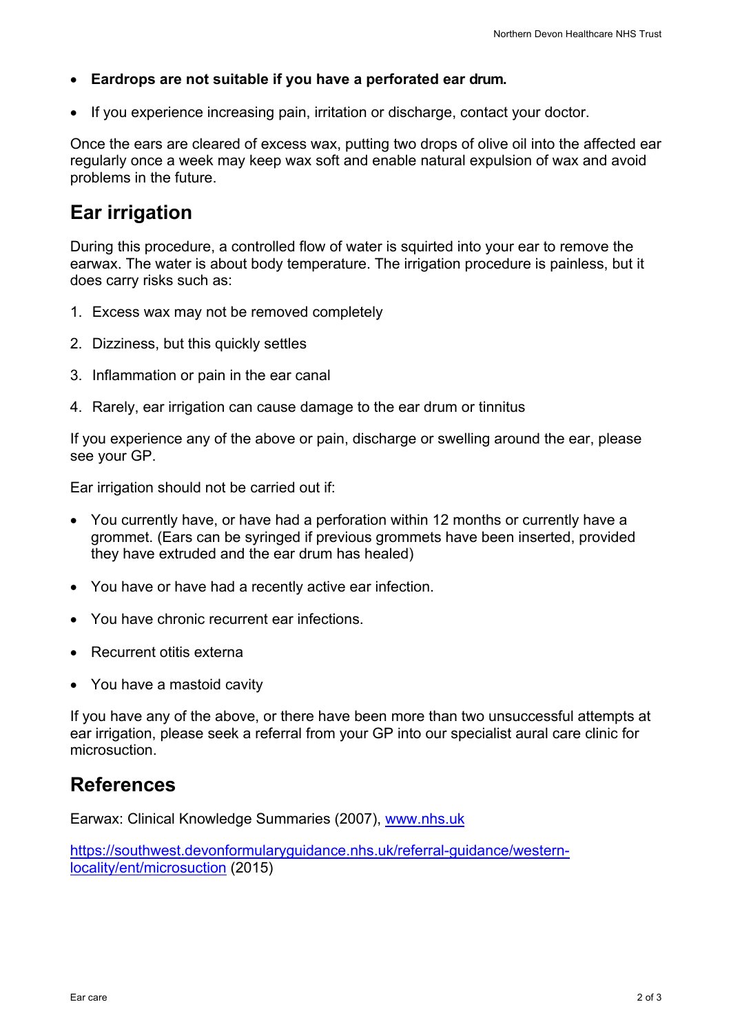- **Eardrops are not suitable if you have a perforated ear drum.**
- If you experience increasing pain, irritation or discharge, contact your doctor.

Once the ears are cleared of excess wax, putting two drops of olive oil into the affected ear regularly once a week may keep wax soft and enable natural expulsion of wax and avoid problems in the future.

## Ear irrigation

During this procedure, a controlled flow of water is squirted into your ear to remove the earwax. The water is about body temperature. The irrigation procedure is painless, but it does carry risks such as:

1. Excess wax may not be removed completely
2. Dizziness, but this quickly settles
3. Inflammation or pain in the ear canal
4. Rarely, ear irrigation can cause damage to the ear drum or tinnitus

If you experience any of the above or pain, discharge or swelling around the ear, please see your GP.

Ear irrigation should not be carried out if:

- You currently have, or have had a perforation within 12 months or currently have a grommet. (Ears can be syringed if previous grommets have been inserted, provided they have extruded and the ear drum has healed)
- You have or have had a recently active ear infection.
- You have chronic recurrent ear infections.
- Recurrent otitis externa
- You have a mastoid cavity

If you have any of the above, or there have been more than two unsuccessful attempts at ear irrigation, please seek a referral from your GP into our specialist aural care clinic for microsuction.

## References

Earwax: Clinical Knowledge Summaries (2007), [www.nhs.uk](http://www.nhs.uk)

[https://southwest.devonformularyguidance.nhs.uk/referral-guidance/western-locality/ent/microsuction](https://southwest.devonformularyguidance.nhs.uk/referral-guidance/western-locality/ent/microsuction) (2015)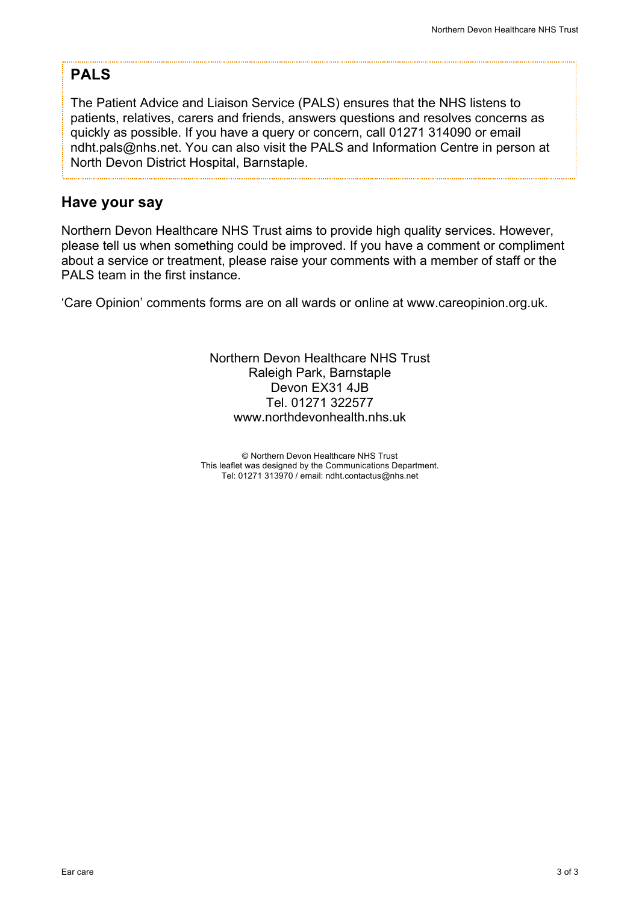## PALS

The Patient Advice and Liaison Service (PALS) ensures that the NHS listens to patients, relatives, carers and friends, answers questions and resolves concerns as quickly as possible. If you have a query or concern, call 01271 314090 or email ndht.pals@nhs.net. You can also visit the PALS and Information Centre in person at North Devon District Hospital, Barnstaple.

## Have your say

Northern Devon Healthcare NHS Trust aims to provide high quality services. However, please tell us when something could be improved. If you have a comment or compliment about a service or treatment, please raise your comments with a member of staff or the PALS team in the first instance.

'Care Opinion' comments forms are on all wards or online at www.careopinion.org.uk.

Northern Devon Healthcare NHS Trust
Raleigh Park, Barnstaple
Devon EX31 4JB
Tel. 01271 322577
www.northdevonhealth.nhs.uk

© Northern Devon Healthcare NHS Trust
This leaflet was designed by the Communications Department.
Tel: 01271 313970 / email: ndht.contactus@nhs.net